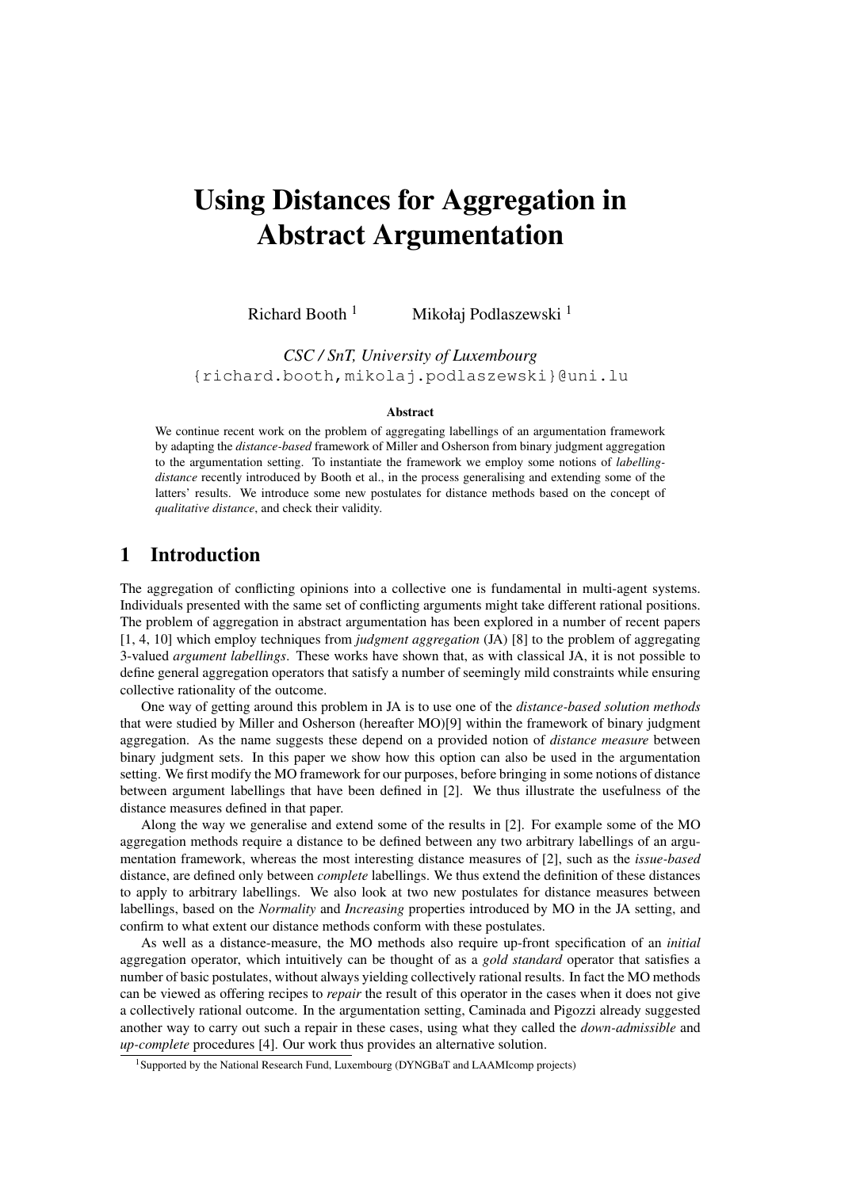# Using Distances for Aggregation in Abstract Argumentation

Richard Booth [1] Mikołaj Podlaszewski [1]

*CSC / SnT, University of Luxembourg*
{richard.booth,mikolaj.podlaszewski}@uni.lu

**Abstract**

We continue recent work on the problem of aggregating labellings of an argumentation framework by adapting the *distance-based* framework of Miller and Osherson from binary judgment aggregation to the argumentation setting. To instantiate the framework we employ some notions of *labelling-distance* recently introduced by Booth et al., in the process generalising and extending some of the latters' results. We introduce some new postulates for distance methods based on the concept of *qualitative distance*, and check their validity.

## 1 Introduction

The aggregation of conflicting opinions into a collective one is fundamental in multi-agent systems. Individuals presented with the same set of conflicting arguments might take different rational positions. The problem of aggregation in abstract argumentation has been explored in a number of recent papers [1, 4, 10] which employ techniques from *judgment aggregation* (JA) [8] to the problem of aggregating 3-valued *argument labellings*. These works have shown that, as with classical JA, it is not possible to define general aggregation operators that satisfy a number of seemingly mild constraints while ensuring collective rationality of the outcome.

One way of getting around this problem in JA is to use one of the *distance-based solution methods* that were studied by Miller and Osherson (hereafter MO)[9] within the framework of binary judgment aggregation. As the name suggests these depend on a provided notion of *distance measure* between binary judgment sets. In this paper we show how this option can also be used in the argumentation setting. We first modify the MO framework for our purposes, before bringing in some notions of distance between argument labellings that have been defined in [2]. We thus illustrate the usefulness of the distance measures defined in that paper.

Along the way we generalise and extend some of the results in [2]. For example some of the MO aggregation methods require a distance to be defined between any two arbitrary labellings of an argumentation framework, whereas the most interesting distance measures of [2], such as the *issue-based* distance, are defined only between *complete* labellings. We thus extend the definition of these distances to apply to arbitrary labellings. We also look at two new postulates for distance measures between labellings, based on the *Normality* and *Increasing* properties introduced by MO in the JA setting, and confirm to what extent our distance methods conform with these postulates.

As well as a distance-measure, the MO methods also require up-front specification of an *initial* aggregation operator, which intuitively can be thought of as a *gold standard* operator that satisfies a number of basic postulates, without always yielding collectively rational results. In fact the MO methods can be viewed as offering recipes to *repair* the result of this operator in the cases when it does not give a collectively rational outcome. In the argumentation setting, Caminada and Pigozzi already suggested another way to carry out such a repair in these cases, using what they called the *down-admissible* and *up-complete* procedures [4]. Our work thus provides an alternative solution.

[1] Supported by the National Research Fund, Luxembourg (DYNGBaT and LAAMIcomp projects)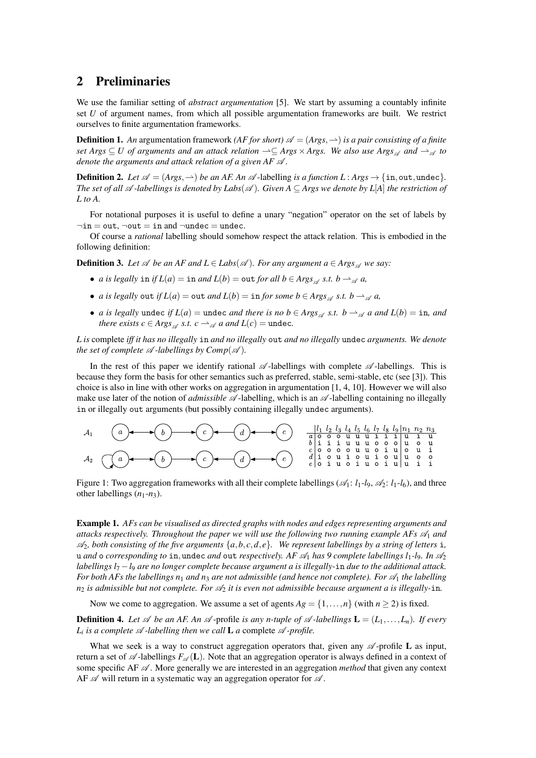## 2 Preliminaries

We use the familiar setting of *abstract argumentation* [5]. We start by assuming a countably infinite set $U$ of argument names, from which all possible argumentation frameworks are built. We restrict ourselves to finite argumentation frameworks.

**Definition 1.** *An* argumentation framework *(AF for short)* $\mathscr{A} = (Args, \rightharpoonup)$ *is a pair consisting of a finite set* $Args \subseteq U$ *of arguments and an attack relation* $\rightharpoonup \subseteq Args \times Args$*. We also use* $Args_{\mathscr{A}}$ *and* $\rightharpoonup_{\mathscr{A}}$ *to denote the arguments and attack relation of a given AF* $\mathscr{A}$*.*

**Definition 2.** *Let* $\mathscr{A} = (Args, \rightharpoonup)$ *be an AF. An* $\mathscr{A}$*-*labelling *is a function* $L : Args \rightarrow \{\texttt{in}, \texttt{out}, \texttt{undec}\}$*. The set of all* $\mathscr{A}$*-labellings is denoted by* $Labs(\mathscr{A})$*. Given* $A \subseteq Args$ *we denote by* $L[A]$ *the restriction of* $L$ *to* $A$*.*

For notational purposes it is useful to define a unary "negation" operator on the set of labels by $\neg\texttt{in} = \texttt{out}$, $\neg\texttt{out} = \texttt{in}$ and $\neg\texttt{undec} = \texttt{undec}$.

Of course a *rational* labelling should somehow respect the attack relation. This is embodied in the following definition:

**Definition 3.** *Let* $\mathscr{A}$ *be an AF and* $L \in Labs(\mathscr{A})$*. For any argument* $a \in Args_{\mathscr{A}}$ *we say:*

- *a is legally* `in` *if* $L(a) = \texttt{in}$ *and* $L(b) = \texttt{out}$ *for all* $b \in Args_{\mathscr{A}}$ *s.t.* $b \rightharpoonup_{\mathscr{A}} a$*,*
- *a is legally* `out` *if* $L(a) = \texttt{out}$ *and* $L(b) = \texttt{in}$ *for some* $b \in Args_{\mathscr{A}}$ *s.t.* $b \rightharpoonup_{\mathscr{A}} a$*,*
- *a is legally* `undec` *if* $L(a) = \texttt{undec}$ *and there is no* $b \in Args_{\mathscr{A}}$ *s.t.* $b \rightharpoonup_{\mathscr{A}} a$ *and* $L(b) = \texttt{in}$*, and there exists* $c \in Args_{\mathscr{A}}$ *s.t.* $c \rightharpoonup_{\mathscr{A}} a$ *and* $L(c) = \texttt{undec}$*.*

*L is* complete *iff it has no illegally* `in` *and no illegally* `out` *and no illegally* `undec` *arguments. We denote the set of complete* $\mathscr{A}$*-labellings by* $Comp(\mathscr{A})$*.*

In the rest of this paper we identify rational $\mathscr{A}$-labellings with complete $\mathscr{A}$-labellings. This is because they form the basis for other semantics such as preferred, stable, semi-stable, etc (see [3]). This choice is also in line with other works on aggregation in argumentation [1, 4, 10]. However we will also make use later of the notion of *admissible* $\mathscr{A}$-labelling, which is an $\mathscr{A}$-labelling containing no illegally `in` or illegally `out` arguments (but possibly containing illegally `undec` arguments).

|   | $l_1$ | $l_2$ | $l_3$ | $l_4$ | $l_5$ | $l_6$ | $l_7$ | $l_8$ | $l_9$ | $n_1$ | $n_2$ | $n_3$ |
|---|---|---|---|---|---|---|---|---|---|---|---|---|
| a | o | o | o | u | u | u | i | i | i | u | i | u |
| b | i | i | i | u | u | u | o | o | o | u | o | u |
| c | o | o | o | o | u | u | o | i | u | o | u | i |
| d | i | o | u | i | o | u | i | o | u | u | o | o |
| e | o | i | u | o | i | u | o | i | u | u | i | i |

Figure 1: Two aggregation frameworks with all their complete labellings ($\mathscr{A}_1$: $l_1$-$l_9$, $\mathscr{A}_2$: $l_1$-$l_6$), and three other labellings ($n_1$-$n_3$).

**Example 1.** *AFs can be visualised as directed graphs with nodes and edges representing arguments and attacks respectively. Throughout the paper we will use the following two running example AFs* $\mathscr{A}_1$ *and* $\mathscr{A}_2$*, both consisting of the five arguments* $\{a,b,c,d,e\}$*. We represent labellings by a string of letters* `i`*,* `u` *and* `o` *corresponding to* `in`*,* `undec` *and* `out` *respectively. AF* $\mathscr{A}_1$ *has 9 complete labellings* $l_1$*-*$l_9$*. In* $\mathscr{A}_2$ *labellings* $l_7 - l_9$ *are no longer complete because argument a is illegally-*`in` *due to the additional attack. For both AFs the labellings* $n_1$ *and* $n_3$ *are not admissible (and hence not complete). For* $\mathscr{A}_1$ *the labelling* $n_2$ *is admissible but not complete. For* $\mathscr{A}_2$ *it is even not admissible because argument a is illegally-*`in`*.*

Now we come to aggregation. We assume a set of agents $Ag = \{1, \ldots, n\}$ (with $n \geq 2$) is fixed.

**Definition 4.** *Let* $\mathscr{A}$ *be an AF. An* $\mathscr{A}$*-*profile *is any n-tuple of* $\mathscr{A}$*-labellings* $\mathbf{L} = (L_1, \ldots, L_n)$*. If every* $L_i$ *is a complete* $\mathscr{A}$*-labelling then we call* $\mathbf{L}$ *a* complete $\mathscr{A}$*-profile.*

What we seek is a way to construct aggregation operators that, given any $\mathscr{A}$-profile $\mathbf{L}$ as input, return a set of $\mathscr{A}$-labellings $F_{\mathscr{A}}(\mathbf{L})$. Note that an aggregation operator is always defined in a context of some specific AF $\mathscr{A}$. More generally we are interested in an aggregation *method* that given any context AF $\mathscr{A}$ will return in a systematic way an aggregation operator for $\mathscr{A}$.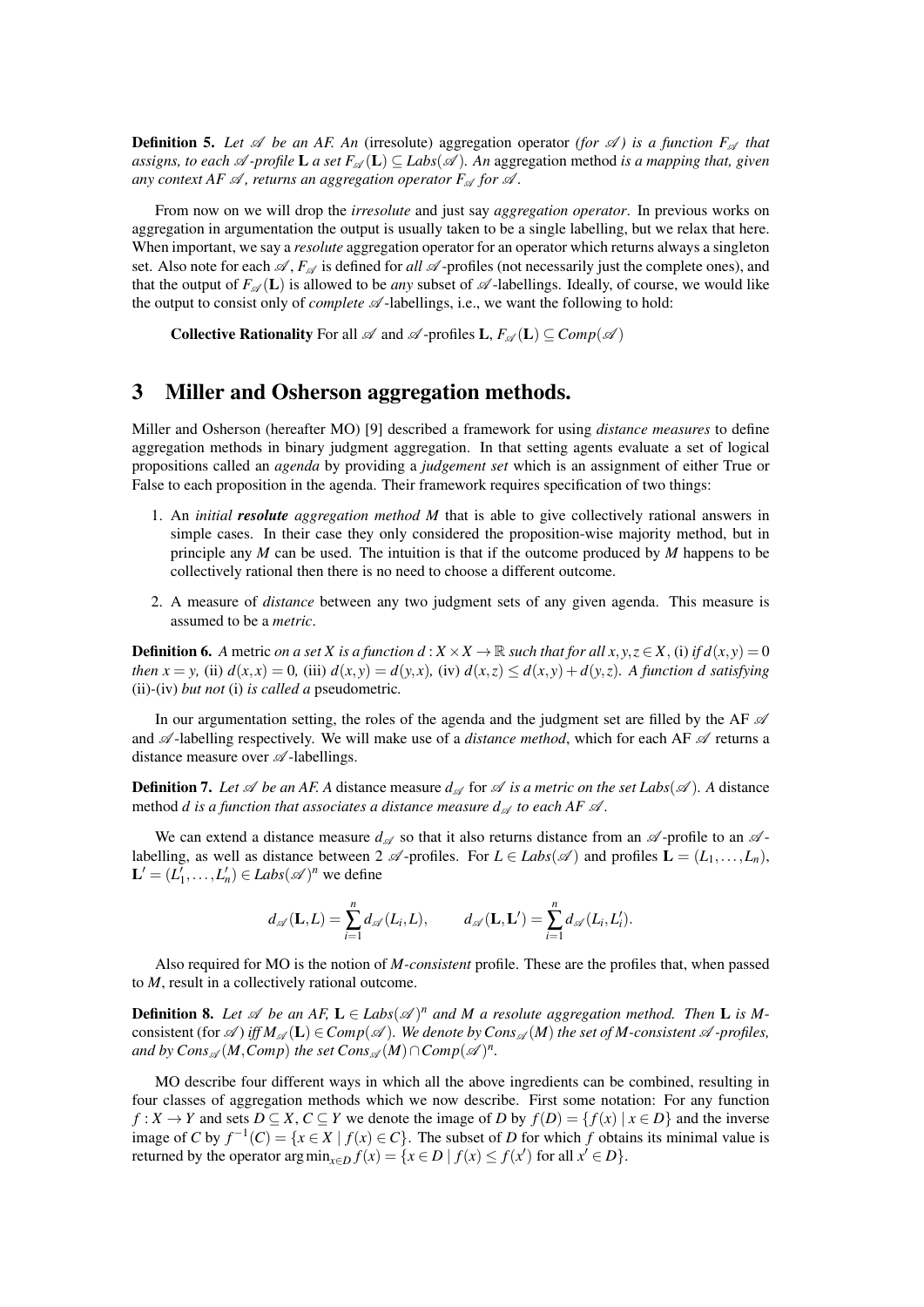**Definition 5.** *Let $\mathscr{A}$ be an AF. An* (irresolute) aggregation operator *(for $\mathscr{A}$) is a function $F_{\mathscr{A}}$ that assigns, to each $\mathscr{A}$-profile $\mathbf{L}$ a set $F_{\mathscr{A}}(\mathbf{L}) \subseteq Labs(\mathscr{A})$. An* aggregation method *is a mapping that, given any context AF $\mathscr{A}$, returns an aggregation operator $F_{\mathscr{A}}$ for $\mathscr{A}$.*

From now on we will drop the *irresolute* and just say *aggregation operator*. In previous works on aggregation in argumentation the output is usually taken to be a single labelling, but we relax that here. When important, we say a *resolute* aggregation operator for an operator which returns always a singleton set. Also note for each $\mathscr{A}$, $F_{\mathscr{A}}$ is defined for *all* $\mathscr{A}$-profiles (not necessarily just the complete ones), and that the output of $F_{\mathscr{A}}(\mathbf{L})$ is allowed to be *any* subset of $\mathscr{A}$-labellings. Ideally, of course, we would like the output to consist only of *complete* $\mathscr{A}$-labellings, i.e., we want the following to hold:

**Collective Rationality** For all $\mathscr{A}$ and $\mathscr{A}$-profiles $\mathbf{L}$, $F_{\mathscr{A}}(\mathbf{L}) \subseteq Comp(\mathscr{A})$

# 3 Miller and Osherson aggregation methods.

Miller and Osherson (hereafter MO) [9] described a framework for using *distance measures* to define aggregation methods in binary judgment aggregation. In that setting agents evaluate a set of logical propositions called an *agenda* by providing a *judgement set* which is an assignment of either True or False to each proposition in the agenda. Their framework requires specification of two things:

1. An *initial* ***resolute*** *aggregation method $M$* that is able to give collectively rational answers in simple cases. In their case they only considered the proposition-wise majority method, but in principle any $M$ can be used. The intuition is that if the outcome produced by $M$ happens to be collectively rational then there is no need to choose a different outcome.
2. A measure of *distance* between any two judgment sets of any given agenda. This measure is assumed to be a *metric*.

**Definition 6.** *A* metric *on a set $X$ is a function $d : X \times X \to \mathbb{R}$ such that for all $x, y, z \in X$,* (i) *if $d(x,y) = 0$ then $x = y$,* (ii) *$d(x,x) = 0$,* (iii) *$d(x,y) = d(y,x)$,* (iv) *$d(x,z) \leq d(x,y) + d(y,z)$. A function $d$ satisfying* (ii)-(iv) *but not* (i) *is called a* pseudometric.

In our argumentation setting, the roles of the agenda and the judgment set are filled by the AF $\mathscr{A}$ and $\mathscr{A}$-labelling respectively. We will make use of a *distance method*, which for each AF $\mathscr{A}$ returns a distance measure over $\mathscr{A}$-labellings.

**Definition 7.** *Let $\mathscr{A}$ be an AF. A* distance measure *$d_{\mathscr{A}}$ for $\mathscr{A}$ is a metric on the set $Labs(\mathscr{A})$. A* distance method *$d$ is a function that associates a distance measure $d_{\mathscr{A}}$ to each AF $\mathscr{A}$.*

We can extend a distance measure $d_{\mathscr{A}}$ so that it also returns distance from an $\mathscr{A}$-profile to an $\mathscr{A}$-labelling, as well as distance between 2 $\mathscr{A}$-profiles. For $L \in Labs(\mathscr{A})$ and profiles $\mathbf{L} = (L_1, \ldots, L_n)$, $\mathbf{L}' = (L_1', \ldots, L_n') \in Labs(\mathscr{A})^n$ we define

$$d_{\mathscr{A}}(\mathbf{L}, L) = \sum_{i=1}^{n} d_{\mathscr{A}}(L_i, L), \qquad d_{\mathscr{A}}(\mathbf{L}, \mathbf{L}') = \sum_{i=1}^{n} d_{\mathscr{A}}(L_i, L_i').$$

Also required for MO is the notion of *M-consistent* profile. These are the profiles that, when passed to $M$, result in a collectively rational outcome.

**Definition 8.** *Let $\mathscr{A}$ be an AF, $\mathbf{L} \in Labs(\mathscr{A})^n$ and $M$ a resolute aggregation method. Then $\mathbf{L}$ is $M$-*consistent *(for $\mathscr{A}$) iff $M_{\mathscr{A}}(\mathbf{L}) \in Comp(\mathscr{A})$. We denote by $Cons_{\mathscr{A}}(M)$ the set of $M$-consistent $\mathscr{A}$-profiles, and by $Cons_{\mathscr{A}}(M, Comp)$ the set $Cons_{\mathscr{A}}(M) \cap Comp(\mathscr{A})^n$.*

MO describe four different ways in which all the above ingredients can be combined, resulting in four classes of aggregation methods which we now describe. First some notation: For any function $f : X \to Y$ and sets $D \subseteq X$, $C \subseteq Y$ we denote the image of $D$ by $f(D) = \{f(x) \mid x \in D\}$ and the inverse image of $C$ by $f^{-1}(C) = \{x \in X \mid f(x) \in C\}$. The subset of $D$ for which $f$ obtains its minimal value is returned by the operator $\arg\min_{x \in D} f(x) = \{x \in D \mid f(x) \leq f(x') \text{ for all } x' \in D\}$.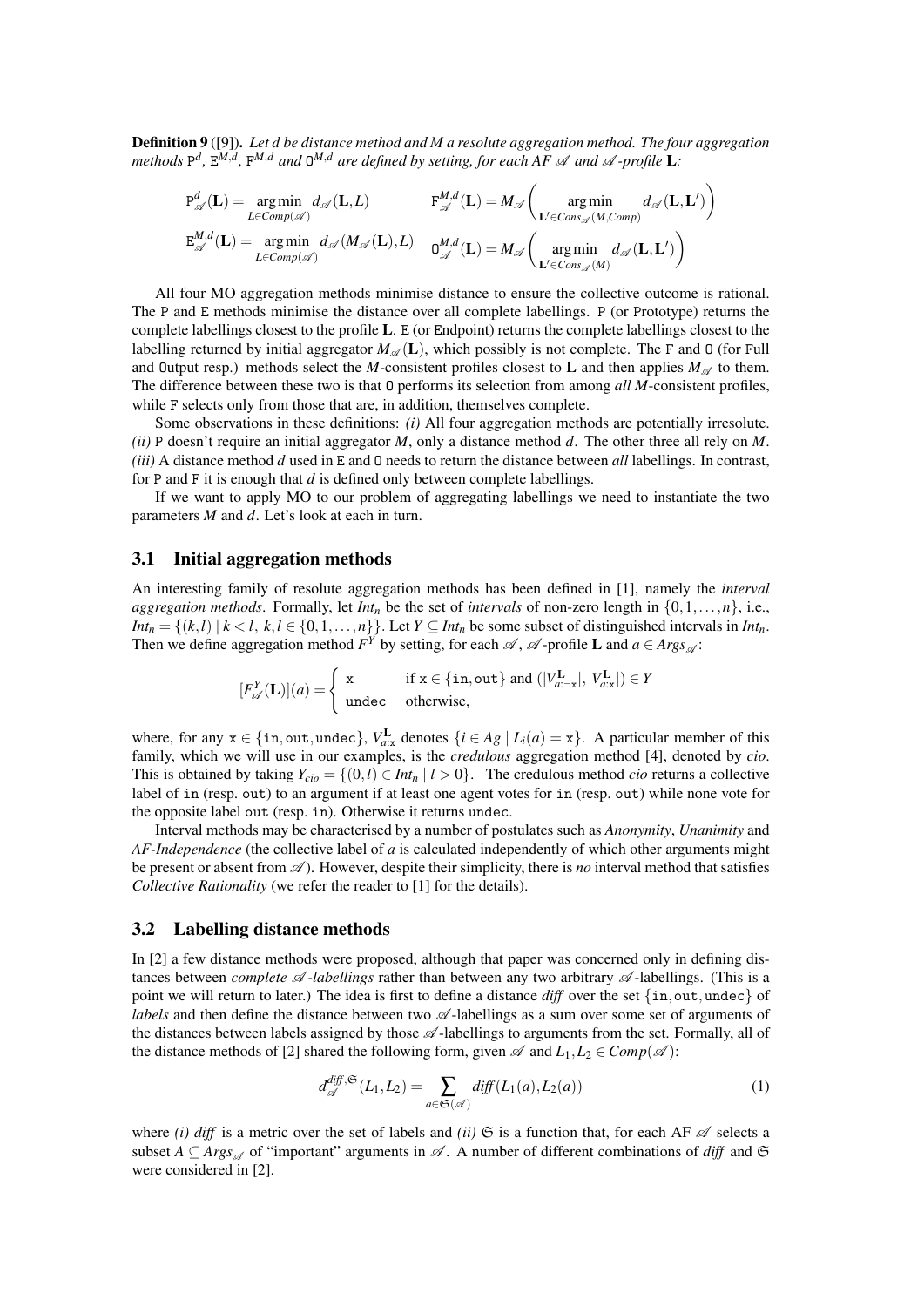**Definition 9** ([9])**.** *Let $d$ be distance method and $M$ a resolute aggregation method. The four aggregation methods $\mathtt{P}^d$, $\mathtt{E}^{M,d}$, $\mathtt{F}^{M,d}$ and $\mathtt{O}^{M,d}$ are defined by setting, for each AF $\mathscr{A}$ and $\mathscr{A}$-profile $\mathbf{L}$:*

$$\mathtt{P}^d_{\mathscr{A}}(\mathbf{L}) = \underset{L \in Comp(\mathscr{A})}{\arg\min}\ d_{\mathscr{A}}(\mathbf{L}, L) \qquad \mathtt{F}^{M,d}_{\mathscr{A}}(\mathbf{L}) = M_{\mathscr{A}}\left( \underset{\mathbf{L}' \in Cons_{\mathscr{A}}(M, Comp)}{\arg\min}\ d_{\mathscr{A}}(\mathbf{L}, \mathbf{L}') \right)$$

$$\mathtt{E}^{M,d}_{\mathscr{A}}(\mathbf{L}) = \underset{L \in Comp(\mathscr{A})}{\arg\min}\ d_{\mathscr{A}}(M_{\mathscr{A}}(\mathbf{L}), L) \qquad \mathtt{O}^{M,d}_{\mathscr{A}}(\mathbf{L}) = M_{\mathscr{A}}\left( \underset{\mathbf{L}' \in Cons_{\mathscr{A}}(M)}{\arg\min}\ d_{\mathscr{A}}(\mathbf{L}, \mathbf{L}') \right)$$

All four MO aggregation methods minimise distance to ensure the collective outcome is rational. The P and E methods minimise the distance over all complete labellings. P (or Prototype) returns the complete labellings closest to the profile $\mathbf{L}$. E (or Endpoint) returns the complete labellings closest to the labelling returned by initial aggregator $M_{\mathscr{A}}(\mathbf{L})$, which possibly is not complete. The F and O (for Full and Output resp.) methods select the $M$-consistent profiles closest to $\mathbf{L}$ and then applies $M_{\mathscr{A}}$ to them. The difference between these two is that O performs its selection from among *all* $M$-consistent profiles, while F selects only from those that are, in addition, themselves complete.

Some observations in these definitions: *(i)* All four aggregation methods are potentially irresolute. *(ii)* P doesn't require an initial aggregator $M$, only a distance method $d$. The other three all rely on $M$. *(iii)* A distance method $d$ used in E and O needs to return the distance between *all* labellings. In contrast, for P and F it is enough that $d$ is defined only between complete labellings.

If we want to apply MO to our problem of aggregating labellings we need to instantiate the two parameters $M$ and $d$. Let's look at each in turn.

## 3.1 Initial aggregation methods

An interesting family of resolute aggregation methods has been defined in [1], namely the *interval aggregation methods*. Formally, let $Int_n$ be the set of *intervals* of non-zero length in $\{0, 1, \ldots, n\}$, i.e., $Int_n = \{(k,l) \mid k < l,\ k, l \in \{0, 1, \ldots, n\}\}$. Let $Y \subseteq Int_n$ be some subset of distinguished intervals in $Int_n$. Then we define aggregation method $F^Y$ by setting, for each $\mathscr{A}$, $\mathscr{A}$-profile $\mathbf{L}$ and $a \in Args_{\mathscr{A}}$:

$$[F^Y_{\mathscr{A}}(\mathbf{L})](a) = \begin{cases} \mathtt{x} & \text{if } \mathtt{x} \in \{\mathtt{in}, \mathtt{out}\} \text{ and } (|V^{\mathbf{L}}_{a:\neg\mathtt{x}}|, |V^{\mathbf{L}}_{a:\mathtt{x}}|) \in Y \\ \mathtt{undec} & \text{otherwise,} \end{cases}$$

where, for any $\mathtt{x} \in \{\mathtt{in}, \mathtt{out}, \mathtt{undec}\}$, $V^{\mathbf{L}}_{a:\mathtt{x}}$ denotes $\{i \in Ag \mid L_i(a) = \mathtt{x}\}$. A particular member of this family, which we will use in our examples, is the *credulous* aggregation method [4], denoted by *cio*. This is obtained by taking $Y_{cio} = \{(0,l) \in Int_n \mid l > 0\}$. The credulous method *cio* returns a collective label of in (resp. out) to an argument if at least one agent votes for in (resp. out) while none vote for the opposite label out (resp. in). Otherwise it returns undec.

Interval methods may be characterised by a number of postulates such as *Anonymity*, *Unanimity* and *AF-Independence* (the collective label of $a$ is calculated independently of which other arguments might be present or absent from $\mathscr{A}$). However, despite their simplicity, there is *no* interval method that satisfies *Collective Rationality* (we refer the reader to [1] for the details).

## 3.2 Labelling distance methods

In [2] a few distance methods were proposed, although that paper was concerned only in defining distances between *complete $\mathscr{A}$-labellings* rather than between any two arbitrary $\mathscr{A}$-labellings. (This is a point we will return to later.) The idea is first to define a distance *diff* over the set $\{\mathtt{in}, \mathtt{out}, \mathtt{undec}\}$ of *labels* and then define the distance between two $\mathscr{A}$-labellings as a sum over some set of arguments of the distances between labels assigned by those $\mathscr{A}$-labellings to arguments from the set. Formally, all of the distance methods of [2] shared the following form, given $\mathscr{A}$ and $L_1, L_2 \in Comp(\mathscr{A})$:

$$d^{diff,\mathfrak{S}}_{\mathscr{A}}(L_1, L_2) = \sum_{a \in \mathfrak{S}(\mathscr{A})} diff(L_1(a), L_2(a)) \tag{1}$$

where *(i)* *diff* is a metric over the set of labels and *(ii)* $\mathfrak{S}$ is a function that, for each AF $\mathscr{A}$ selects a subset $A \subseteq Args_{\mathscr{A}}$ of "important" arguments in $\mathscr{A}$. A number of different combinations of *diff* and $\mathfrak{S}$ were considered in [2].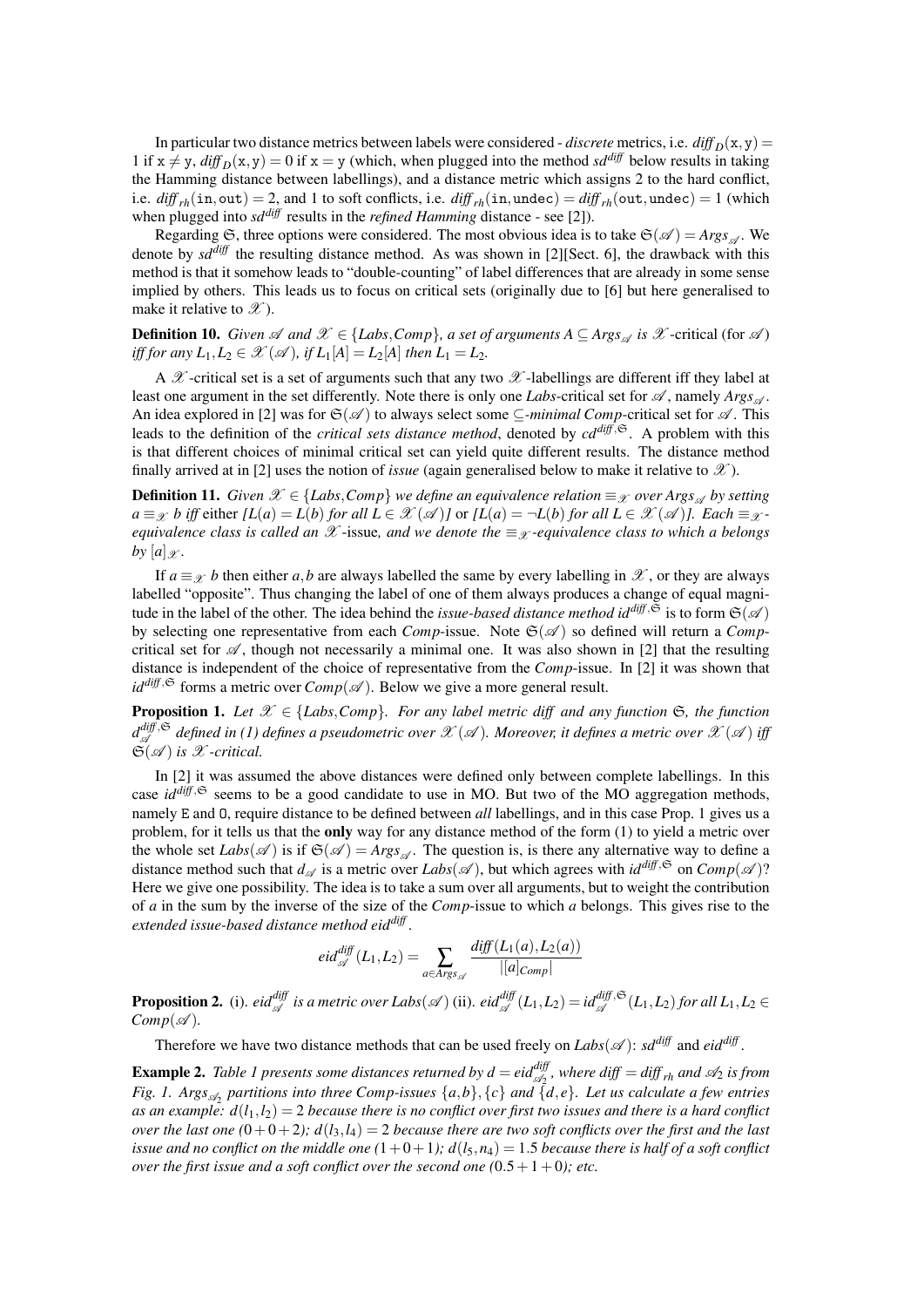In particular two distance metrics between labels were considered - *discrete* metrics, i.e. $diff_D(\mathtt{x},\mathtt{y}) = 1$ if $\mathtt{x} \neq \mathtt{y}$, $diff_D(\mathtt{x},\mathtt{y}) = 0$ if $\mathtt{x} = \mathtt{y}$ (which, when plugged into the method $sd^{diff}$ below results in taking the Hamming distance between labellings), and a distance metric which assigns 2 to the hard conflict, i.e. $diff_{rh}(\mathtt{in},\mathtt{out}) = 2$, and 1 to soft conflicts, i.e. $diff_{rh}(\mathtt{in},\mathtt{undec}) = diff_{rh}(\mathtt{out},\mathtt{undec}) = 1$ (which when plugged into $sd^{diff}$ results in the *refined Hamming* distance - see [2]).

Regarding $\mathfrak{S}$, three options were considered. The most obvious idea is to take $\mathfrak{S}(\mathscr{A}) = Args_{\mathscr{A}}$. We denote by $sd^{diff}$ the resulting distance method. As was shown in [2][Sect. 6], the drawback with this method is that it somehow leads to "double-counting" of label differences that are already in some sense implied by others. This leads us to focus on critical sets (originally due to [6] but here generalised to make it relative to $\mathscr{X}$).

**Definition 10.** *Given $\mathscr{A}$ and $\mathscr{X} \in \{Labs, Comp\}$, a set of arguments $A \subseteq Args_{\mathscr{A}}$ is $\mathscr{X}$-critical (for $\mathscr{A}$) iff for any $L_1, L_2 \in \mathscr{X}(\mathscr{A})$, if $L_1[A] = L_2[A]$ then $L_1 = L_2$.*

A $\mathscr{X}$-critical set is a set of arguments such that any two $\mathscr{X}$-labellings are different iff they label at least one argument in the set differently. Note there is only one *Labs*-critical set for $\mathscr{A}$, namely $Args_{\mathscr{A}}$. An idea explored in [2] was for $\mathfrak{S}(\mathscr{A})$ to always select some $\subseteq$-*minimal Comp*-critical set for $\mathscr{A}$. This leads to the definition of the *critical sets distance method*, denoted by $cd^{diff,\mathfrak{S}}$. A problem with this is that different choices of minimal critical set can yield quite different results. The distance method finally arrived at in [2] uses the notion of *issue* (again generalised below to make it relative to $\mathscr{X}$).

**Definition 11.** *Given $\mathscr{X} \in \{Labs, Comp\}$ we define an equivalence relation $\equiv_{\mathscr{X}}$ over $Args_{\mathscr{A}}$ by setting $a \equiv_{\mathscr{X}} b$ iff* either *$[L(a) = L(b)$ for all $L \in \mathscr{X}(\mathscr{A})]$* or *$[L(a) = \neg L(b)$ for all $L \in \mathscr{X}(\mathscr{A})]$. Each $\equiv_{\mathscr{X}}$-equivalence class is called an $\mathscr{X}$-issue, and we denote the $\equiv_{\mathscr{X}}$-equivalence class to which a belongs by $[a]_{\mathscr{X}}$.*

If $a \equiv_{\mathscr{X}} b$ then either $a, b$ are always labelled the same by every labelling in $\mathscr{X}$, or they are always labelled "opposite". Thus changing the label of one of them always produces a change of equal magnitude in the label of the other. The idea behind the *issue-based distance method* $id^{diff,\mathfrak{S}}$ is to form $\mathfrak{S}(\mathscr{A})$ by selecting one representative from each *Comp*-issue. Note $\mathfrak{S}(\mathscr{A})$ so defined will return a *Comp*-critical set for $\mathscr{A}$, though not necessarily a minimal one. It was also shown in [2] that the resulting distance is independent of the choice of representative from the *Comp*-issue. In [2] it was shown that $id^{diff,\mathfrak{S}}$ forms a metric over $Comp(\mathscr{A})$. Below we give a more general result.

**Proposition 1.** *Let $\mathscr{X} \in \{Labs, Comp\}$. For any label metric diff and any function $\mathfrak{S}$, the function $d^{diff,\mathfrak{S}}_{\mathscr{A}}$ defined in (1) defines a pseudometric over $\mathscr{X}(\mathscr{A})$. Moreover, it defines a metric over $\mathscr{X}(\mathscr{A})$ iff $\mathfrak{S}(\mathscr{A})$ is $\mathscr{X}$-critical.*

In [2] it was assumed the above distances were defined only between complete labellings. In this case $id^{diff,\mathfrak{S}}$ seems to be a good candidate to use in MO. But two of the MO aggregation methods, namely E and O, require distance to be defined between *all* labellings, and in this case Prop. 1 gives us a problem, for it tells us that the **only** way for any distance method of the form (1) to yield a metric over the whole set $Labs(\mathscr{A})$ is if $\mathfrak{S}(\mathscr{A}) = Args_{\mathscr{A}}$. The question is, is there any alternative way to define a distance method such that $d_{\mathscr{A}}$ is a metric over $Labs(\mathscr{A})$, but which agrees with $id^{diff,\mathfrak{S}}$ on $Comp(\mathscr{A})$? Here we give one possibility. The idea is to take a sum over all arguments, but to weight the contribution of $a$ in the sum by the inverse of the size of the *Comp*-issue to which $a$ belongs. This gives rise to the *extended issue-based distance method* $eid^{diff}$.

$$eid^{diff}_{\mathscr{A}}(L_1, L_2) = \sum_{a \in Args_{\mathscr{A}}} \frac{diff(L_1(a), L_2(a))}{|[a]_{Comp}|}$$

**Proposition 2.** (i). *$eid^{diff}_{\mathscr{A}}$ is a metric over $Labs(\mathscr{A})$* (ii). *$eid^{diff}_{\mathscr{A}}(L_1, L_2) = id^{diff,\mathfrak{S}}_{\mathscr{A}}(L_1, L_2)$ for all $L_1, L_2 \in Comp(\mathscr{A})$.*

Therefore we have two distance methods that can be used freely on $Labs(\mathscr{A})$: $sd^{diff}$ and $eid^{diff}$.

**Example 2.** *Table 1 presents some distances returned by $d = eid^{diff}_{\mathscr{A}_2}$, where $diff = diff_{rh}$ and $\mathscr{A}_2$ is from Fig. 1. $Args_{\mathscr{A}_2}$ partitions into three Comp-issues $\{a,b\}, \{c\}$ and $\{d,e\}$. Let us calculate a few entries as an example: $d(l_1, l_2) = 2$ because there is no conflict over first two issues and there is a hard conflict over the last one $(0+0+2)$; $d(l_3, l_4) = 2$ because there are two soft conflicts over the first and the last issue and no conflict on the middle one $(1+0+1)$; $d(l_5, n_4) = 1.5$ because there is half of a soft conflict over the first issue and a soft conflict over the second one $(0.5+1+0)$; etc.*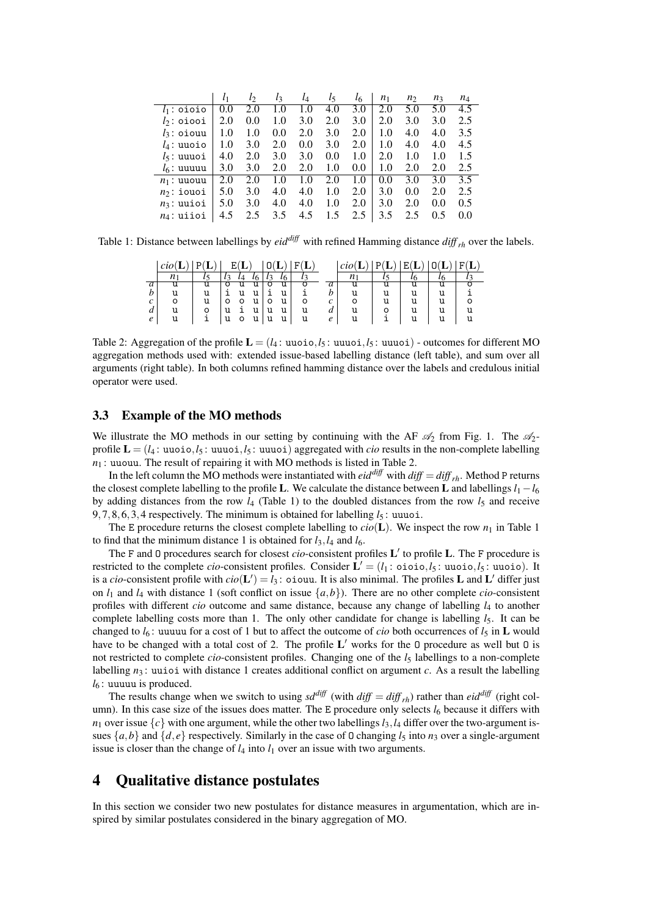|  | $l_1$ | $l_2$ | $l_3$ | $l_4$ | $l_5$ | $l_6$ | $n_1$ | $n_2$ | $n_3$ | $n_4$ |
|---|---|---|---|---|---|---|---|---|---|---|
| $l_1$: oioio | 0.0 | 2.0 | 1.0 | 1.0 | 4.0 | 3.0 | 2.0 | 5.0 | 5.0 | 4.5 |
| $l_2$: oiooi | 2.0 | 0.0 | 1.0 | 3.0 | 2.0 | 3.0 | 2.0 | 3.0 | 3.0 | 2.5 |
| $l_3$: oiouu | 1.0 | 1.0 | 0.0 | 2.0 | 3.0 | 2.0 | 1.0 | 4.0 | 4.0 | 3.5 |
| $l_4$: uuoio | 1.0 | 3.0 | 2.0 | 0.0 | 3.0 | 2.0 | 1.0 | 4.0 | 4.0 | 4.5 |
| $l_5$: uuuoi | 4.0 | 2.0 | 3.0 | 3.0 | 0.0 | 1.0 | 2.0 | 1.0 | 1.0 | 1.5 |
| $l_6$: uuuuu | 3.0 | 3.0 | 2.0 | 2.0 | 1.0 | 0.0 | 1.0 | 2.0 | 2.0 | 2.5 |
| $n_1$: uuouu | 2.0 | 2.0 | 1.0 | 1.0 | 2.0 | 1.0 | 0.0 | 3.0 | 3.0 | 3.5 |
| $n_2$: iouoi | 5.0 | 3.0 | 4.0 | 4.0 | 1.0 | 2.0 | 3.0 | 0.0 | 2.0 | 2.5 |
| $n_3$: uuioi | 5.0 | 3.0 | 4.0 | 4.0 | 1.0 | 2.0 | 3.0 | 2.0 | 0.0 | 0.5 |
| $n_4$: uiioi | 4.5 | 2.5 | 3.5 | 4.5 | 1.5 | 2.5 | 3.5 | 2.5 | 0.5 | 0.0 |

Table 1: Distance between labellings by $eid^{diff}$ with refined Hamming distance $diff_{rh}$ over the labels.

|  | $cio(\mathbf{L})$ | P(**L**) | E(**L**) |  |  | O(**L**) |  | F(**L**) |
|---|---|---|---|---|---|---|---|---|
|  | $n_1$ | $l_5$ | $l_3$ | $l_4$ | $l_6$ | $l_3$ | $l_6$ | $l_3$ |
| $a$ | u | u | o | u | u | o | u | o |
| $b$ | u | u | i | u | u | i | u | i |
| $c$ | o | u | o | o | u | o | u | o |
| $d$ | u | o | u | i | u | u | u | u |
| $e$ | u | i | u | o | u | u | u | u |

|  | $cio(\mathbf{L})$ | P(**L**) | E(**L**) | O(**L**) | F(**L**) |
|---|---|---|---|---|---|
|  | $n_1$ | $l_5$ | $l_6$ | $l_6$ | $l_3$ |
| $a$ | u | u | u | u | o |
| $b$ | u | u | u | u | i |
| $c$ | o | u | u | u | o |
| $d$ | u | o | u | u | u |
| $e$ | u | i | u | u | u |

Table 2: Aggregation of the profile $\mathbf{L} = (l_4 : \texttt{uuoio}, l_5 : \texttt{uuuoi}, l_5 : \texttt{uuuoi})$ - outcomes for different MO aggregation methods used with: extended issue-based labelling distance (left table), and sum over all arguments (right table). In both columns refined hamming distance over the labels and credulous initial operator were used.

### 3.3 Example of the MO methods

We illustrate the MO methods in our setting by continuing with the AF $\mathscr{A}_2$ from Fig. 1. The $\mathscr{A}_2$-profile $\mathbf{L} = (l_4 : \texttt{uuoio}, l_5 : \texttt{uuuoi}, l_5 : \texttt{uuuoi})$ aggregated with *cio* results in the non-complete labelling $n_1$: uuouu. The result of repairing it with MO methods is listed in Table 2.

In the left column the MO methods were instantiated with $eid^{diff}$ with $diff = diff_{rh}$. Method P returns the closest complete labelling to the profile **L**. We calculate the distance between **L** and labellings $l_1 - l_6$ by adding distances from the row $l_4$ (Table 1) to the doubled distances from the row $l_5$ and receive $9, 7, 8, 6, 3, 4$ respectively. The minimum is obtained for labelling $l_5$: uuuoi.

The E procedure returns the closest complete labelling to $cio(\mathbf{L})$. We inspect the row $n_1$ in Table 1 to find that the minimum distance 1 is obtained for $l_3, l_4$ and $l_6$.

The F and O procedures search for closest *cio*-consistent profiles $\mathbf{L}'$ to profile **L**. The F procedure is restricted to the complete *cio*-consistent profiles. Consider $\mathbf{L}' = (l_1 : \texttt{oioio}, l_5 : \texttt{uuoio}, l_5 : \texttt{uuoio})$. It is a *cio*-consistent profile with $cio(\mathbf{L}') = l_3$: oiouu. It is also minimal. The profiles **L** and $\mathbf{L}'$ differ just on $l_1$ and $l_4$ with distance 1 (soft conflict on issue $\{a, b\}$). There are no other complete *cio*-consistent profiles with different *cio* outcome and same distance, because any change of labelling $l_4$ to another complete labelling costs more than 1. The only other candidate for change is labelling $l_5$. It can be changed to $l_6$: uuuuu for a cost of 1 but to affect the outcome of *cio* both occurrences of $l_5$ in **L** would have to be changed with a total cost of 2. The profile $\mathbf{L}'$ works for the O procedure as well but O is not restricted to complete *cio*-consistent profiles. Changing one of the $l_5$ labellings to a non-complete labelling $n_3$: uuioi with distance 1 creates additional conflict on argument $c$. As a result the labelling $l_6$: uuuuu is produced.

The results change when we switch to using $sd^{diff}$ (with $diff = diff_{rh}$) rather than $eid^{diff}$ (right column). In this case size of the issues does matter. The E procedure only selects $l_6$ because it differs with $n_1$ over issue $\{c\}$ with one argument, while the other two labellings $l_3, l_4$ differ over the two-argument issues $\{a, b\}$ and $\{d, e\}$ respectively. Similarly in the case of O changing $l_5$ into $n_3$ over a single-argument issue is closer than the change of $l_4$ into $l_1$ over an issue with two arguments.

## 4 Qualitative distance postulates

In this section we consider two new postulates for distance measures in argumentation, which are inspired by similar postulates considered in the binary aggregation of MO.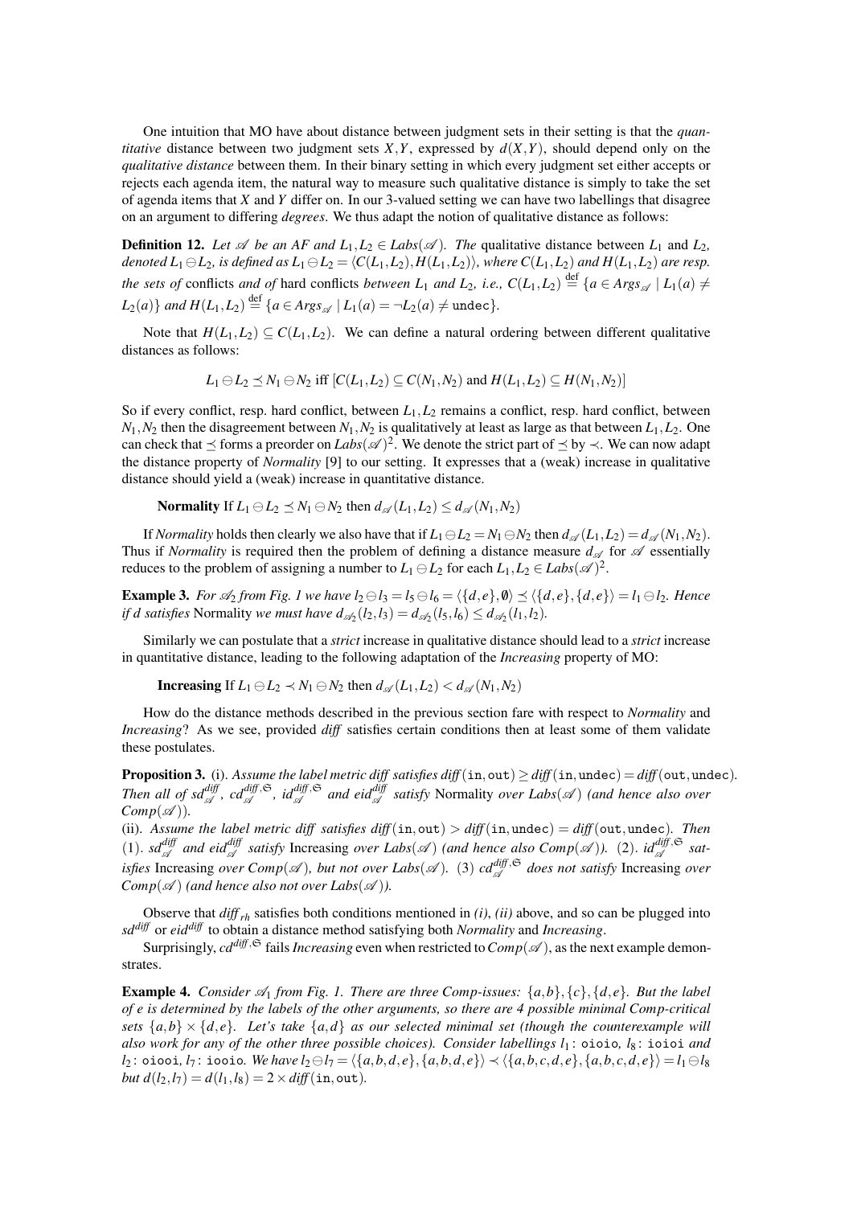One intuition that MO have about distance between judgment sets in their setting is that the *quantitative* distance between two judgment sets $X,Y$, expressed by $d(X,Y)$, should depend only on the *qualitative distance* between them. In their binary setting in which every judgment set either accepts or rejects each agenda item, the natural way to measure such qualitative distance is simply to take the set of agenda items that $X$ and $Y$ differ on. In our 3-valued setting we can have two labellings that disagree on an argument to differing *degrees*. We thus adapt the notion of qualitative distance as follows:

**Definition 12.** *Let $\mathscr{A}$ be an AF and $L_1, L_2 \in Labs(\mathscr{A})$. The* qualitative distance between $L_1$ and $L_2$, *denoted $L_1 \ominus L_2$, is defined as $L_1 \ominus L_2 = \langle C(L_1,L_2), H(L_1,L_2)\rangle$, where $C(L_1,L_2)$ and $H(L_1,L_2)$ are resp. the sets of* conflicts *and of* hard conflicts *between $L_1$ and $L_2$, i.e., $C(L_1,L_2) \stackrel{\text{def}}{=} \{a \in Args_{\mathscr{A}} \mid L_1(a) \neq L_2(a)\}$ and $H(L_1,L_2) \stackrel{\text{def}}{=} \{a \in Args_{\mathscr{A}} \mid L_1(a) = \neg L_2(a) \neq \texttt{undec}\}$.*

Note that $H(L_1,L_2) \subseteq C(L_1,L_2)$. We can define a natural ordering between different qualitative distances as follows:

$$L_1 \ominus L_2 \preceq N_1 \ominus N_2 \text{ iff } [C(L_1,L_2) \subseteq C(N_1,N_2) \text{ and } H(L_1,L_2) \subseteq H(N_1,N_2)]$$

So if every conflict, resp. hard conflict, between $L_1, L_2$ remains a conflict, resp. hard conflict, between $N_1, N_2$ then the disagreement between $N_1, N_2$ is qualitatively at least as large as that between $L_1, L_2$. One can check that $\preceq$ forms a preorder on $Labs(\mathscr{A})^2$. We denote the strict part of $\preceq$ by $\prec$. We can now adapt the distance property of *Normality* [9] to our setting. It expresses that a (weak) increase in qualitative distance should yield a (weak) increase in quantitative distance.

**Normality** If $L_1 \ominus L_2 \preceq N_1 \ominus N_2$ then $d_{\mathscr{A}}(L_1,L_2) \leq d_{\mathscr{A}}(N_1,N_2)$

If *Normality* holds then clearly we also have that if $L_1 \ominus L_2 = N_1 \ominus N_2$ then $d_{\mathscr{A}}(L_1,L_2) = d_{\mathscr{A}}(N_1,N_2)$. Thus if *Normality* is required then the problem of defining a distance measure $d_{\mathscr{A}}$ for $\mathscr{A}$ essentially reduces to the problem of assigning a number to $L_1 \ominus L_2$ for each $L_1, L_2 \in Labs(\mathscr{A})^2$.

**Example 3.** *For $\mathscr{A}_2$ from Fig. 1 we have $l_2 \ominus l_3 = l_5 \ominus l_6 = \langle \{d,e\}, \emptyset\rangle \preceq \langle \{d,e\},\{d,e\}\rangle = l_1 \ominus l_2$. Hence if $d$ satisfies* Normality *we must have $d_{\mathscr{A}_2}(l_2,l_3) = d_{\mathscr{A}_2}(l_5,l_6) \leq d_{\mathscr{A}_2}(l_1,l_2)$.*

Similarly we can postulate that a *strict* increase in qualitative distance should lead to a *strict* increase in quantitative distance, leading to the following adaptation of the *Increasing* property of MO:

**Increasing** If $L_1 \ominus L_2 \prec N_1 \ominus N_2$ then $d_{\mathscr{A}}(L_1,L_2) < d_{\mathscr{A}}(N_1,N_2)$

How do the distance methods described in the previous section fare with respect to *Normality* and *Increasing*? As we see, provided *diff* satisfies certain conditions then at least some of them validate these postulates.

**Proposition 3.** (i). *Assume the label metric diff satisfies $diff(\texttt{in},\texttt{out}) \geq diff(\texttt{in},\texttt{undec}) = diff(\texttt{out},\texttt{undec})$. Then all of $sd^{diff}_{\mathscr{A}}$, $cd^{diff,\mathfrak{S}}_{\mathscr{A}}$, $id^{diff,\mathfrak{S}}_{\mathscr{A}}$ and $eid^{diff}_{\mathscr{A}}$ satisfy* Normality *over $Labs(\mathscr{A})$ (and hence also over $Comp(\mathscr{A})$).*
(ii). *Assume the label metric diff satisfies $diff(\texttt{in},\texttt{out}) > diff(\texttt{in},\texttt{undec}) = diff(\texttt{out},\texttt{undec})$. Then* (1). *$sd^{diff}_{\mathscr{A}}$ and $eid^{diff}_{\mathscr{A}}$ satisfy* Increasing *over $Labs(\mathscr{A})$ (and hence also $Comp(\mathscr{A})$).* (2). *$id^{diff,\mathfrak{S}}_{\mathscr{A}}$ satisfies* Increasing *over $Comp(\mathscr{A})$, but not over $Labs(\mathscr{A})$.* (3) *$cd^{diff,\mathfrak{S}}_{\mathscr{A}}$ does not satisfy* Increasing *over $Comp(\mathscr{A})$ (and hence also not over $Labs(\mathscr{A})$).*

Observe that $diff_{rh}$ satisfies both conditions mentioned in *(i)*, *(ii)* above, and so can be plugged into $sd^{diff}$ or $eid^{diff}$ to obtain a distance method satisfying both *Normality* and *Increasing*.

Surprisingly, $cd^{diff,\mathfrak{S}}$ fails *Increasing* even when restricted to $Comp(\mathscr{A})$, as the next example demonstrates.

**Example 4.** *Consider $\mathscr{A}_1$ from Fig. 1. There are three Comp-issues: $\{a,b\},\{c\},\{d,e\}$. But the label of $e$ is determined by the labels of the other arguments, so there are 4 possible minimal Comp-critical sets $\{a,b\} \times \{d,e\}$. Let's take $\{a,d\}$ as our selected minimal set (though the counterexample will also work for any of the other three possible choices). Consider labellings $l_1$:* oioio*, $l_8$:* ioioi *and $l_2$:* oiooi*, $l_7$:* iooio*. We have $l_2 \ominus l_7 = \langle \{a,b,d,e\},\{a,b,d,e\}\rangle \prec \langle \{a,b,c,d,e\},\{a,b,c,d,e\}\rangle = l_1 \ominus l_8$ but $d(l_2,l_7) = d(l_1,l_8) = 2 \times diff(\texttt{in},\texttt{out})$.*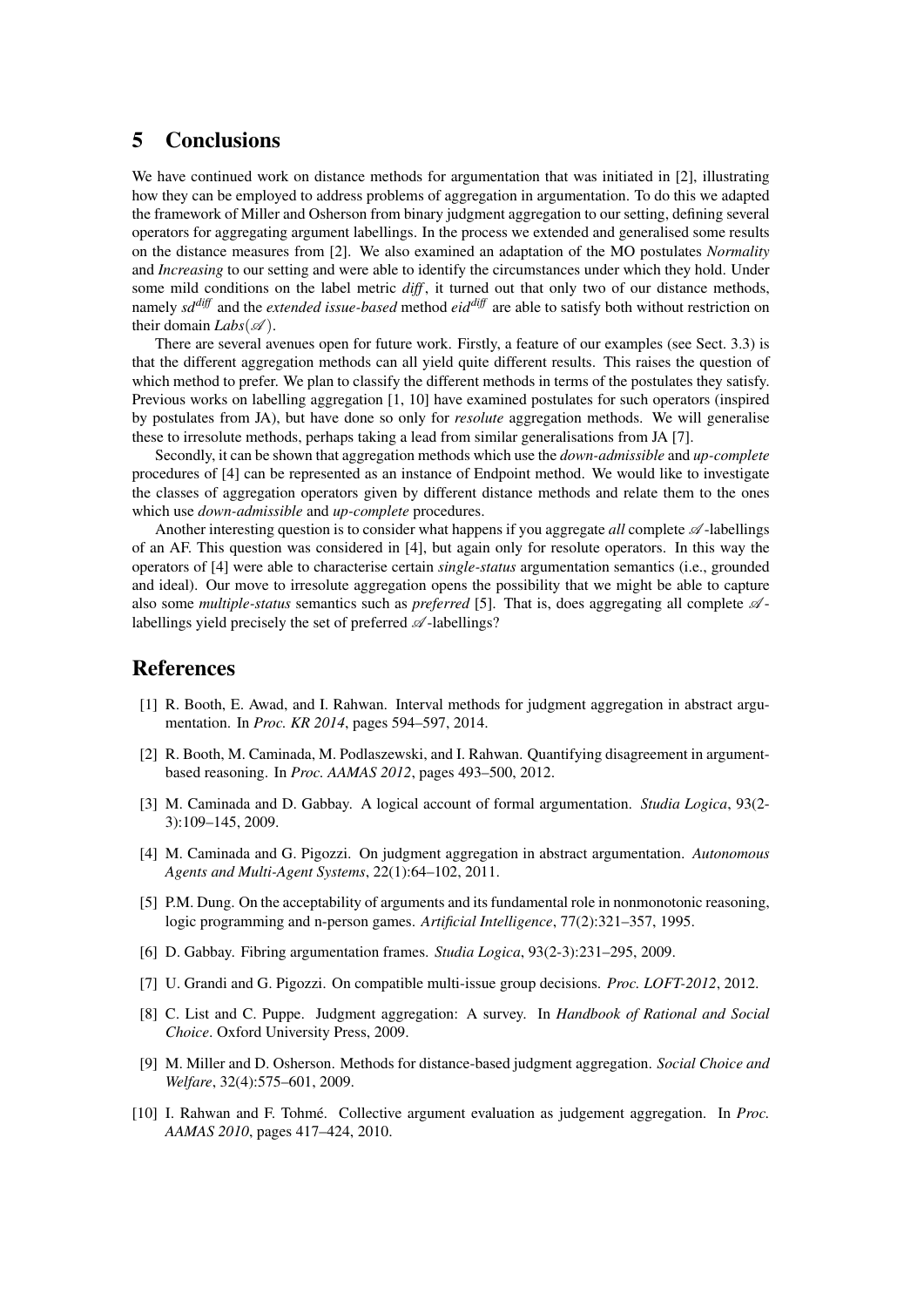## 5 Conclusions

We have continued work on distance methods for argumentation that was initiated in [2], illustrating how they can be employed to address problems of aggregation in argumentation. To do this we adapted the framework of Miller and Osherson from binary judgment aggregation to our setting, defining several operators for aggregating argument labellings. In the process we extended and generalised some results on the distance measures from [2]. We also examined an adaptation of the MO postulates *Normality* and *Increasing* to our setting and were able to identify the circumstances under which they hold. Under some mild conditions on the label metric *diff*, it turned out that only two of our distance methods, namely $sd^{diff}$ and the *extended issue-based* method $eid^{diff}$ are able to satisfy both without restriction on their domain $Labs(\mathscr{A})$.

There are several avenues open for future work. Firstly, a feature of our examples (see Sect. 3.3) is that the different aggregation methods can all yield quite different results. This raises the question of which method to prefer. We plan to classify the different methods in terms of the postulates they satisfy. Previous works on labelling aggregation [1, 10] have examined postulates for such operators (inspired by postulates from JA), but have done so only for *resolute* aggregation methods. We will generalise these to irresolute methods, perhaps taking a lead from similar generalisations from JA [7].

Secondly, it can be shown that aggregation methods which use the *down-admissible* and *up-complete* procedures of [4] can be represented as an instance of Endpoint method. We would like to investigate the classes of aggregation operators given by different distance methods and relate them to the ones which use *down-admissible* and *up-complete* procedures.

Another interesting question is to consider what happens if you aggregate *all* complete $\mathscr{A}$-labellings of an AF. This question was considered in [4], but again only for resolute operators. In this way the operators of [4] were able to characterise certain *single-status* argumentation semantics (i.e., grounded and ideal). Our move to irresolute aggregation opens the possibility that we might be able to capture also some *multiple-status* semantics such as *preferred* [5]. That is, does aggregating all complete $\mathscr{A}$-labellings yield precisely the set of preferred $\mathscr{A}$-labellings?

## References

[1] R. Booth, E. Awad, and I. Rahwan. Interval methods for judgment aggregation in abstract argumentation. In *Proc. KR 2014*, pages 594–597, 2014.

[2] R. Booth, M. Caminada, M. Podlaszewski, and I. Rahwan. Quantifying disagreement in argument-based reasoning. In *Proc. AAMAS 2012*, pages 493–500, 2012.

[3] M. Caminada and D. Gabbay. A logical account of formal argumentation. *Studia Logica*, 93(2-3):109–145, 2009.

[4] M. Caminada and G. Pigozzi. On judgment aggregation in abstract argumentation. *Autonomous Agents and Multi-Agent Systems*, 22(1):64–102, 2011.

[5] P.M. Dung. On the acceptability of arguments and its fundamental role in nonmonotonic reasoning, logic programming and n-person games. *Artificial Intelligence*, 77(2):321–357, 1995.

[6] D. Gabbay. Fibring argumentation frames. *Studia Logica*, 93(2-3):231–295, 2009.

[7] U. Grandi and G. Pigozzi. On compatible multi-issue group decisions. *Proc. LOFT-2012*, 2012.

[8] C. List and C. Puppe. Judgment aggregation: A survey. In *Handbook of Rational and Social Choice*. Oxford University Press, 2009.

[9] M. Miller and D. Osherson. Methods for distance-based judgment aggregation. *Social Choice and Welfare*, 32(4):575–601, 2009.

[10] I. Rahwan and F. Tohmé. Collective argument evaluation as judgement aggregation. In *Proc. AAMAS 2010*, pages 417–424, 2010.